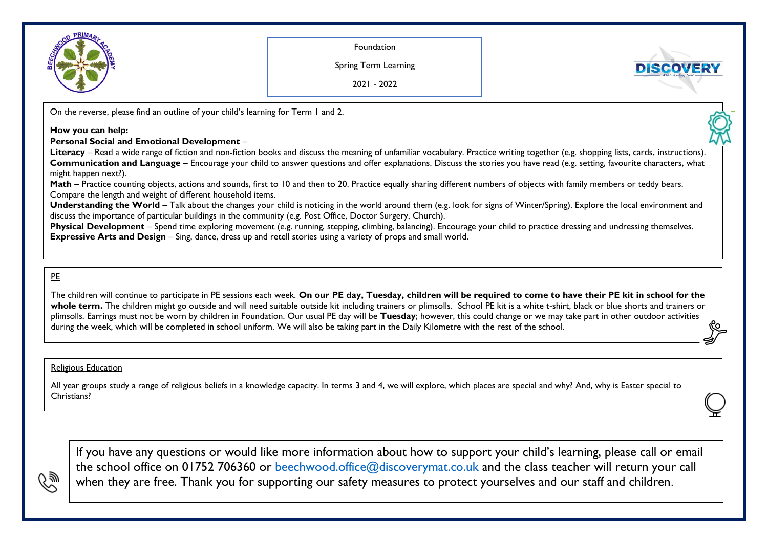Foundation

Spring Term Learning

2021 - 2022

On the reverse, please find an outline of your child's learning for Term 1 and 2.

**How you can help:**

**Personal Social and Emotional Development** –

**Literacy** – Read a wide range of fiction and non-fiction books and discuss the meaning of unfamiliar vocabulary. Practice writing together (e.g. shopping lists, cards, instructions).

**Communication and Language** – Encourage your child to answer questions and offer explanations. Discuss the stories you have read (e.g. setting, favourite characters, what might happen next?).

**Math** – Practice counting objects, actions and sounds, first to 10 and then to 20. Practice equally sharing different numbers of objects with family members or teddy bears. Compare the length and weight of different household items.

**Understanding the World** – Talk about the changes your child is noticing in the world around them (e.g. look for signs of Winter/Spring). Explore the local environment and discuss the importance of particular buildings in the community (e.g. Post Office, Doctor Surgery, Church).

**Physical Development** – Spend time exploring movement (e.g. running, stepping, climbing, balancing). Encourage your child to practice dressing and undressing themselves.

**Expressive Arts and Design** – Sing, dance, dress up and retell stories using a variety of props and small world.

## PE

The children will continue to participate in PE sessions each week. **On our PE day, Tuesday, children will be required to come to have their PE kit in school for the whole term.** The children might go outside and will need suitable outside kit including trainers or plimsolls. School PE kit is a white t-shirt, black or blue shorts and trainers or plimsolls. Earrings must not be worn by children in Foundation. Our usual PE day will be **Tuesday**; however, this could change or we may take part in other outdoor activities during the week, which will be completed in school uniform. We will also be taking part in the Daily Kilometre with the rest of the school.

## Religious Education

All year groups study a range of religious beliefs in a knowledge capacity. In terms 3 and 4, we will explore, which places are special and why? And, why is Easter special to Christians?

If you have any questions or would like more information about how to support your child's learning, please call or email the school office on 01752 706360 or beechwood.office@discoverymat.co.uk and the class teacher will return your call when they are free. Thank you for supporting our safety measures to protect yourselves and our staff and children.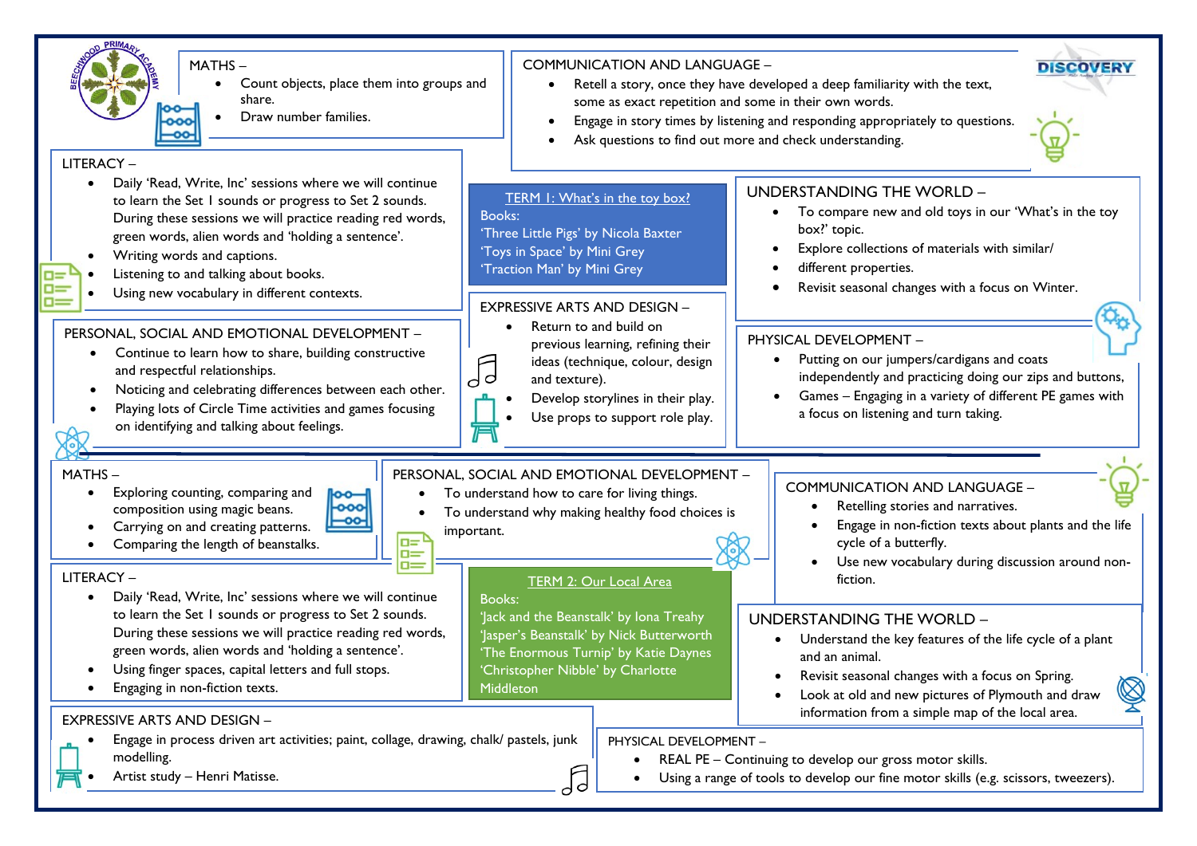## TERM 1: What's in the toy box?

Books:
'Three Little Pigs' by Nicola Baxter
'Toys in Space' by Mini Grey
'Traction Man' by Mini Grey

### MATHS –

- Count objects, place them into groups and share.
- Draw number families.

### COMMUNICATION AND LANGUAGE –

- Retell a story, once they have developed a deep familiarity with the text, some as exact repetition and some in their own words.
- Engage in story times by listening and responding appropriately to questions.
- Ask questions to find out more and check understanding.

### LITERACY –

- Daily 'Read, Write, Inc' sessions where we will continue to learn the Set 1 sounds or progress to Set 2 sounds. During these sessions we will practice reading red words, green words, alien words and 'holding a sentence'.
- Writing words and captions.
- Listening to and talking about books.
- Using new vocabulary in different contexts.

### UNDERSTANDING THE WORLD –

- To compare new and old toys in our 'What's in the toy box?' topic.
- Explore collections of materials with similar/
- different properties.
- Revisit seasonal changes with a focus on Winter.

### PERSONAL, SOCIAL AND EMOTIONAL DEVELOPMENT –

- Continue to learn how to share, building constructive and respectful relationships.
- Noticing and celebrating differences between each other.
- Playing lots of Circle Time activities and games focusing on identifying and talking about feelings.

### EXPRESSIVE ARTS AND DESIGN –

- Return to and build on previous learning, refining their ideas (technique, colour, design and texture).
- Develop storylines in their play.
- Use props to support role play.

### PHYSICAL DEVELOPMENT –

- Putting on our jumpers/cardigans and coats independently and practicing doing our zips and buttons,
- Games – Engaging in a variety of different PE games with a focus on listening and turn taking.

## TERM 2: Our Local Area

Books:
'Jack and the Beanstalk' by Iona Treahy
'Jasper's Beanstalk' by Nick Butterworth
'The Enormous Turnip' by Katie Daynes
'Christopher Nibble' by Charlotte Middleton

### MATHS –

- Exploring counting, comparing and composition using magic beans.
- Carrying on and creating patterns.
- Comparing the length of beanstalks.

### PERSONAL, SOCIAL AND EMOTIONAL DEVELOPMENT –

- To understand how to care for living things.
- To understand why making healthy food choices is important.

### COMMUNICATION AND LANGUAGE –

- Retelling stories and narratives.
- Engage in non-fiction texts about plants and the life cycle of a butterfly.
- Use new vocabulary during discussion around non-fiction.

### LITERACY –

- Daily 'Read, Write, Inc' sessions where we will continue to learn the Set 1 sounds or progress to Set 2 sounds. During these sessions we will practice reading red words, green words, alien words and 'holding a sentence'.
- Using finger spaces, capital letters and full stops.
- Engaging in non-fiction texts.

### UNDERSTANDING THE WORLD –

- Understand the key features of the life cycle of a plant and an animal.
- Revisit seasonal changes with a focus on Spring.
- Look at old and new pictures of Plymouth and draw information from a simple map of the local area.

### EXPRESSIVE ARTS AND DESIGN –

- Engage in process driven art activities; paint, collage, drawing, chalk/ pastels, junk modelling.
- Artist study – Henri Matisse.

### PHYSICAL DEVELOPMENT –

- REAL PE – Continuing to develop our gross motor skills.
- Using a range of tools to develop our fine motor skills (e.g. scissors, tweezers).